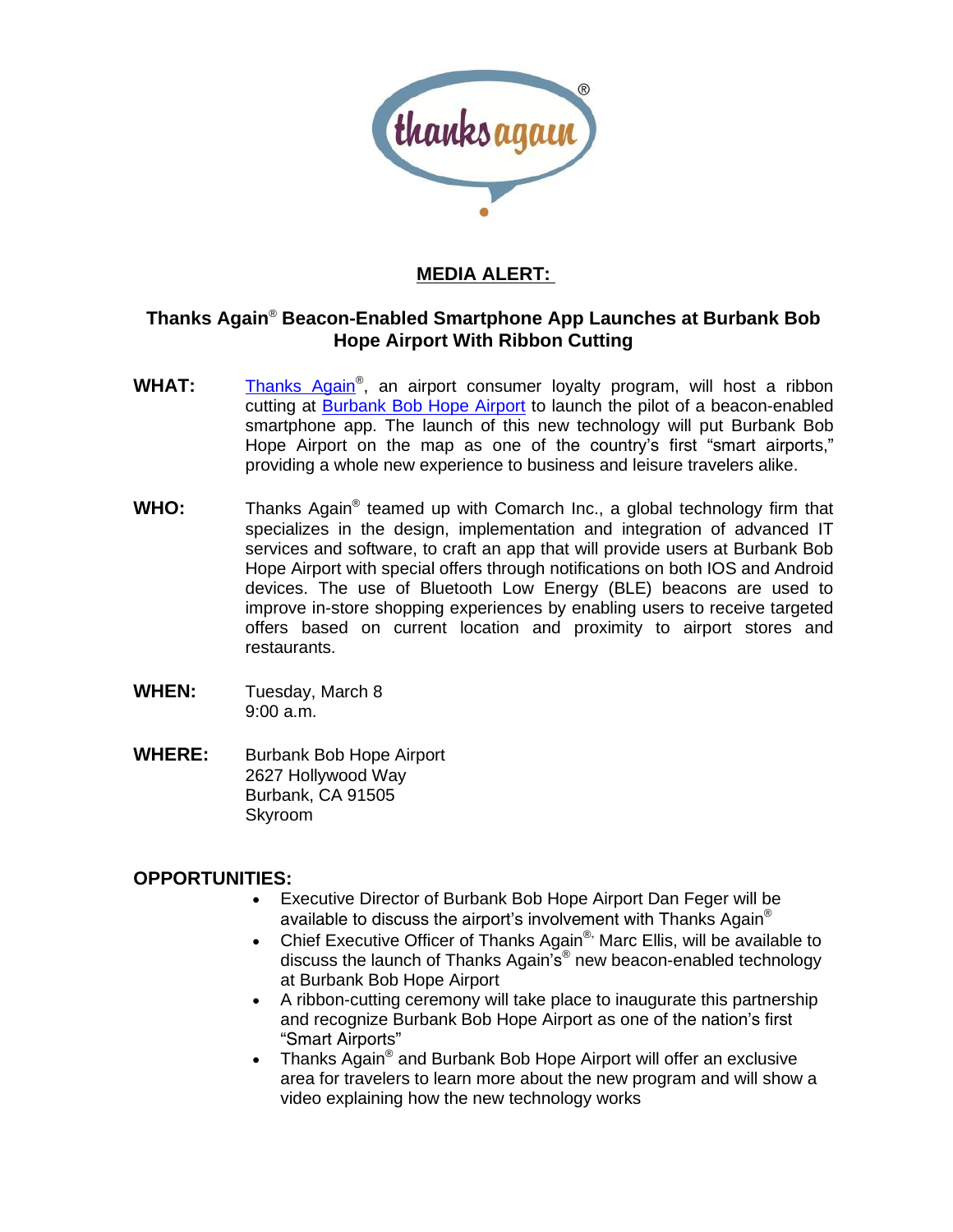# MEDIA ALERT:

## Thanks Again® Beacon-Enabled Smartphone App Launches at Burbank Bob Hope Airport With Ribbon Cutting

**WHAT:** Thanks Again®, an airport consumer loyalty program, will host a ribbon cutting at Burbank Bob Hope Airport to launch the pilot of a beacon-enabled smartphone app. The launch of this new technology will put Burbank Bob Hope Airport on the map as one of the country's first "smart airports," providing a whole new experience to business and leisure travelers alike.

**WHO:** Thanks Again® teamed up with Comarch Inc., a global technology firm that specializes in the design, implementation and integration of advanced IT services and software, to craft an app that will provide users at Burbank Bob Hope Airport with special offers through notifications on both IOS and Android devices. The use of Bluetooth Low Energy (BLE) beacons are used to improve in-store shopping experiences by enabling users to receive targeted offers based on current location and proximity to airport stores and restaurants.

**WHEN:** Tuesday, March 8
9:00 a.m.

**WHERE:** Burbank Bob Hope Airport
2627 Hollywood Way
Burbank, CA 91505
Skyroom

**OPPORTUNITIES:**

- Executive Director of Burbank Bob Hope Airport Dan Feger will be available to discuss the airport's involvement with Thanks Again®
- Chief Executive Officer of Thanks Again®, Marc Ellis, will be available to discuss the launch of Thanks Again's® new beacon-enabled technology at Burbank Bob Hope Airport
- A ribbon-cutting ceremony will take place to inaugurate this partnership and recognize Burbank Bob Hope Airport as one of the nation's first "Smart Airports"
- Thanks Again® and Burbank Bob Hope Airport will offer an exclusive area for travelers to learn more about the new program and will show a video explaining how the new technology works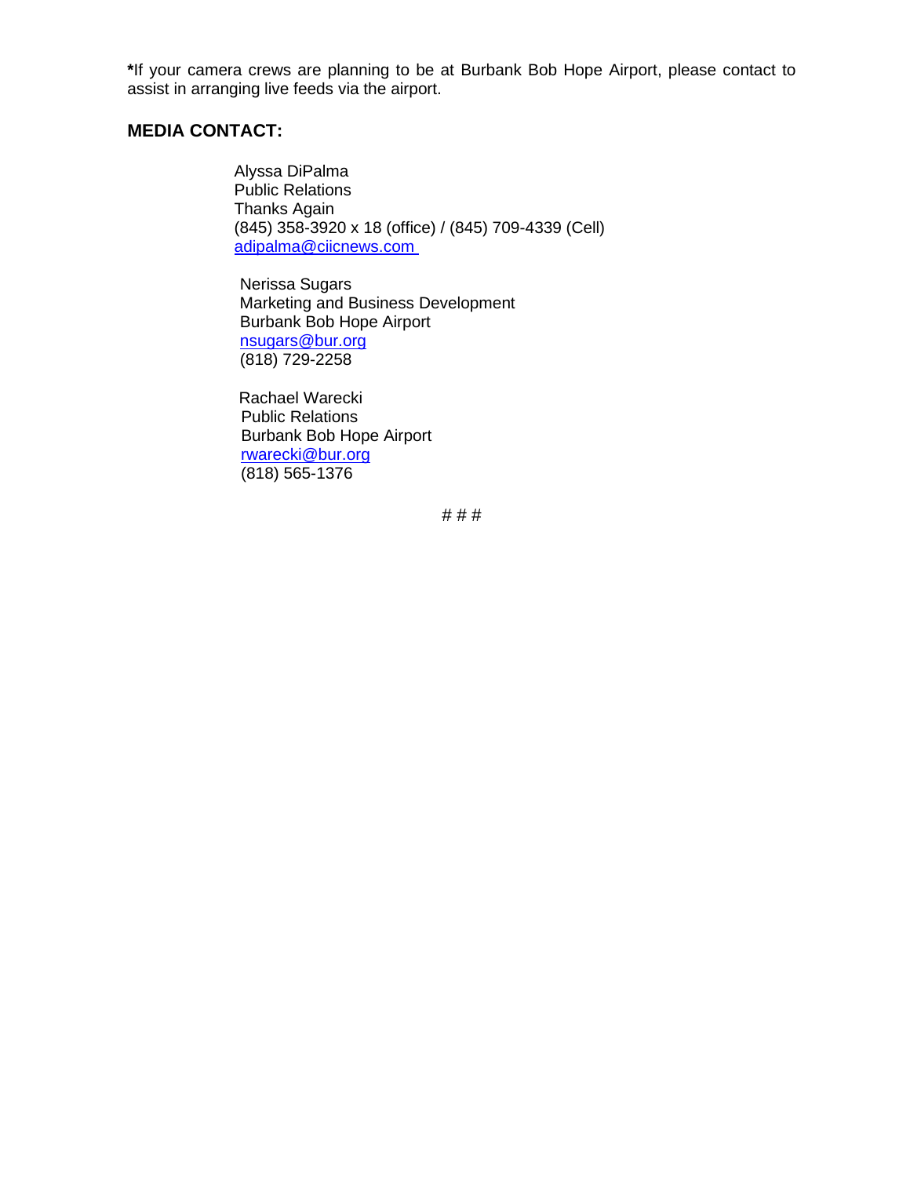*If your camera crews are planning to be at Burbank Bob Hope Airport, please contact to assist in arranging live feeds via the airport.

**MEDIA CONTACT:**

Alyssa DiPalma
Public Relations
Thanks Again
(845) 358-3920 x 18 (office) / (845) 709-4339 (Cell)
adipalma@ciicnews.com

Nerissa Sugars
Marketing and Business Development
Burbank Bob Hope Airport
nsugars@bur.org
(818) 729-2258

Rachael Warecki
Public Relations
Burbank Bob Hope Airport
rwarecki@bur.org
(818) 565-1376

# # #